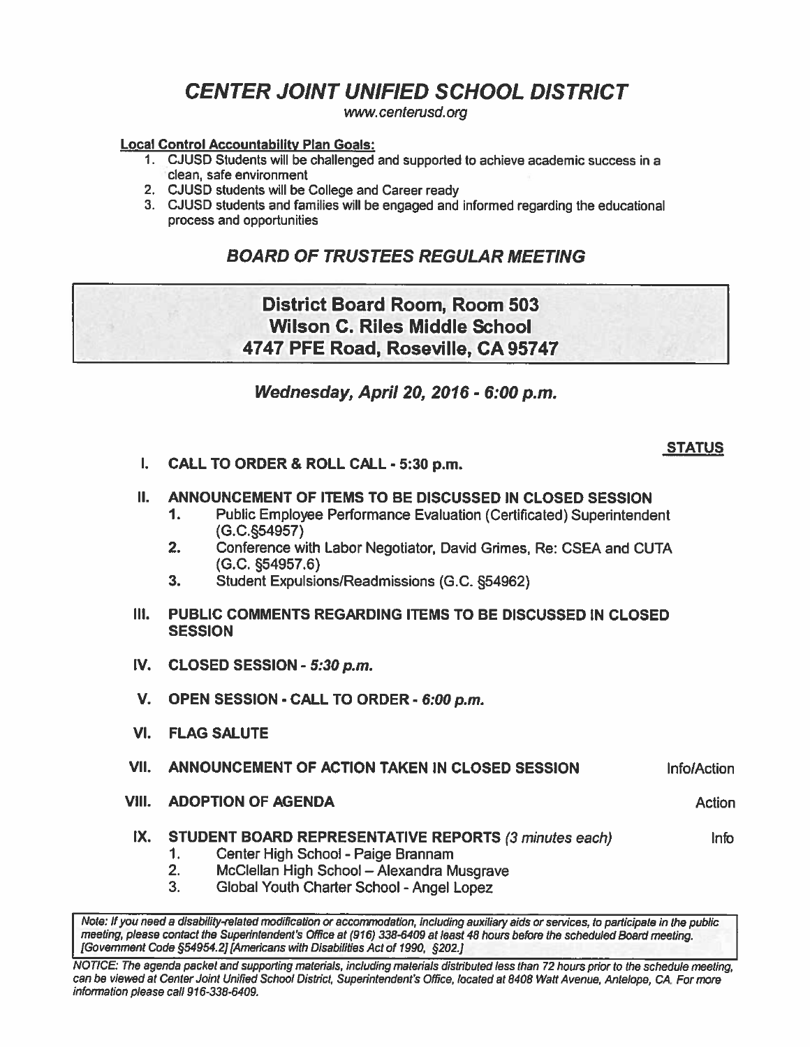# *CENTER JOINT UNIFIED SCHOOL DISTRICT*

*www.centerusd.org*

**Local Control Accountability Plan Goals:**

1. CJUSD Students will be challenged and supported to achieve academic success in a clean, safe environment
2. CJUSD students will be College and Career ready
3. CJUSD students and families will be engaged and informed regarding the educational process and opportunities

## *BOARD OF TRUSTEES REGULAR MEETING*

**District Board Room, Room 503**
**Wilson C. Riles Middle School**
**4747 PFE Road, Roseville, CA 95747**

### *Wednesday, April 20, 2016 - 6:00 p.m.*

**STATUS**

**I. CALL TO ORDER & ROLL CALL - 5:30 p.m.**

**II. ANNOUNCEMENT OF ITEMS TO BE DISCUSSED IN CLOSED SESSION**

1. Public Employee Performance Evaluation (Certificated) Superintendent (G.C.§54957)
2. Conference with Labor Negotiator, David Grimes, Re: CSEA and CUTA (G.C. §54957.6)
3. Student Expulsions/Readmissions (G.C. §54962)

**III. PUBLIC COMMENTS REGARDING ITEMS TO BE DISCUSSED IN CLOSED SESSION**

**IV. CLOSED SESSION - *5:30 p.m.***

**V. OPEN SESSION - CALL TO ORDER - *6:00 p.m.***

**VI. FLAG SALUTE**

**VII. ANNOUNCEMENT OF ACTION TAKEN IN CLOSED SESSION** — Info/Action

**VIII. ADOPTION OF AGENDA** — Action

**IX. STUDENT BOARD REPRESENTATIVE REPORTS** *(3 minutes each)* — Info

1. Center High School - Paige Brannam
2. McClellan High School – Alexandra Musgrave
3. Global Youth Charter School - Angel Lopez

*Note: If you need a disability-related modification or accommodation, including auxiliary aids or services, to participate in the public meeting, please contact the Superintendent's Office at (916) 338-6409 at least 48 hours before the scheduled Board meeting. [Government Code §54954.2] [Americans with Disabilities Act of 1990, §202.]*

*NOTICE: The agenda packet and supporting materials, including materials distributed less than 72 hours prior to the schedule meeting, can be viewed at Center Joint Unified School District, Superintendent's Office, located at 8408 Watt Avenue, Antelope, CA. For more information please call 916-338-6409.*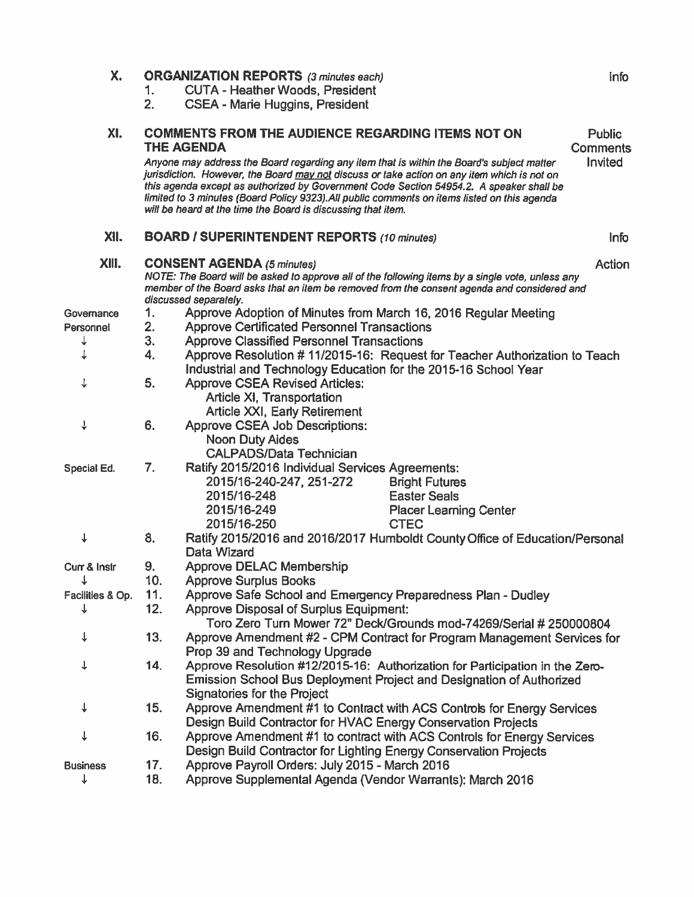## X. ORGANIZATION REPORTS *(3 minutes each)* — Info

1. CUTA - Heather Woods, President
2. CSEA - Marie Huggins, President

## XI. COMMENTS FROM THE AUDIENCE REGARDING ITEMS NOT ON THE AGENDA — Public Comments Invited

*Anyone may address the Board regarding any item that is within the Board's subject matter jurisdiction. However, the Board may not discuss or take action on any item which is not on this agenda except as authorized by Government Code Section 54954.2. A speaker shall be limited to 3 minutes (Board Policy 9323). All public comments on items listed on this agenda will be heard at the time the Board is discussing that item.*

## XII. BOARD / SUPERINTENDENT REPORTS *(10 minutes)* — Info

## XIII. CONSENT AGENDA *(5 minutes)* — Action

*NOTE: The Board will be asked to approve all of the following items by a single vote, unless any member of the Board asks that an item be removed from the consent agenda and considered and discussed separately.*

**Governance**

1. Approve Adoption of Minutes from March 16, 2016 Regular Meeting

**Personnel**

2. Approve Certificated Personnel Transactions
3. Approve Classified Personnel Transactions
4. Approve Resolution # 11/2015-16: Request for Teacher Authorization to Teach Industrial and Technology Education for the 2015-16 School Year
5. Approve CSEA Revised Articles:
   - Article XI, Transportation
   - Article XXI, Early Retirement
6. Approve CSEA Job Descriptions:
   - Noon Duty Aides
   - CALPADS/Data Technician

**Special Ed.**

7. Ratify 2015/2016 Individual Services Agreements:

| Agreement | Provider |
|---|---|
| 2015/16-240-247, 251-272 | Bright Futures |
| 2015/16-248 | Easter Seals |
| 2015/16-249 | Placer Learning Center |
| 2015/16-250 | CTEC |

8. Ratify 2015/2016 and 2016/2017 Humboldt County Office of Education/Personal Data Wizard

**Curr & Instr**

9. Approve DELAC Membership
10. Approve Surplus Books

**Facilities & Op.**

11. Approve Safe School and Emergency Preparedness Plan - Dudley
12. Approve Disposal of Surplus Equipment:
    - Toro Zero Turn Mower 72" Deck/Grounds mod-74269/Serial # 250000804
13. Approve Amendment #2 - CPM Contract for Program Management Services for Prop 39 and Technology Upgrade
14. Approve Resolution #12/2015-16: Authorization for Participation in the Zero-Emission School Bus Deployment Project and Designation of Authorized Signatories for the Project
15. Approve Amendment #1 to Contract with ACS Controls for Energy Services Design Build Contractor for HVAC Energy Conservation Projects
16. Approve Amendment #1 to contract with ACS Controls for Energy Services Design Build Contractor for Lighting Energy Conservation Projects

**Business**

17. Approve Payroll Orders: July 2015 - March 2016
18. Approve Supplemental Agenda (Vendor Warrants): March 2016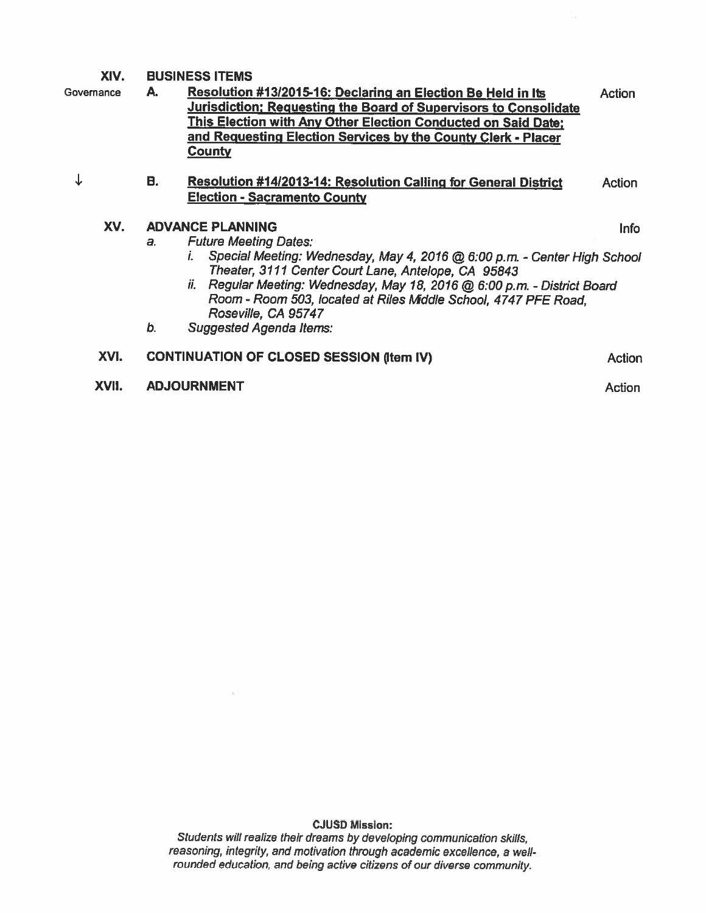## XIV. BUSINESS ITEMS

Governance

**A. Resolution #13/2015-16: Declaring an Election Be Held in Its Jurisdiction; Requesting the Board of Supervisors to Consolidate This Election with Any Other Election Conducted on Said Date; and Requesting Election Services by the County Clerk - Placer County** — Action

↓

**B. Resolution #14/2013-14: Resolution Calling for General District Election - Sacramento County** — Action

## XV. ADVANCE PLANNING — Info

a. *Future Meeting Dates:*
   i. *Special Meeting: Wednesday, May 4, 2016 @ 6:00 p.m. - Center High School Theater, 3111 Center Court Lane, Antelope, CA 95843*
   ii. *Regular Meeting: Wednesday, May 18, 2016 @ 6:00 p.m. - District Board Room - Room 503, located at Riles Middle School, 4747 PFE Road, Roseville, CA 95747*

b. *Suggested Agenda Items:*

## XVI. CONTINUATION OF CLOSED SESSION (Item IV) — Action

## XVII. ADJOURNMENT — Action

**CJUSD Mission:**

*Students will realize their dreams by developing communication skills, reasoning, integrity, and motivation through academic excellence, a well-rounded education, and being active citizens of our diverse community.*